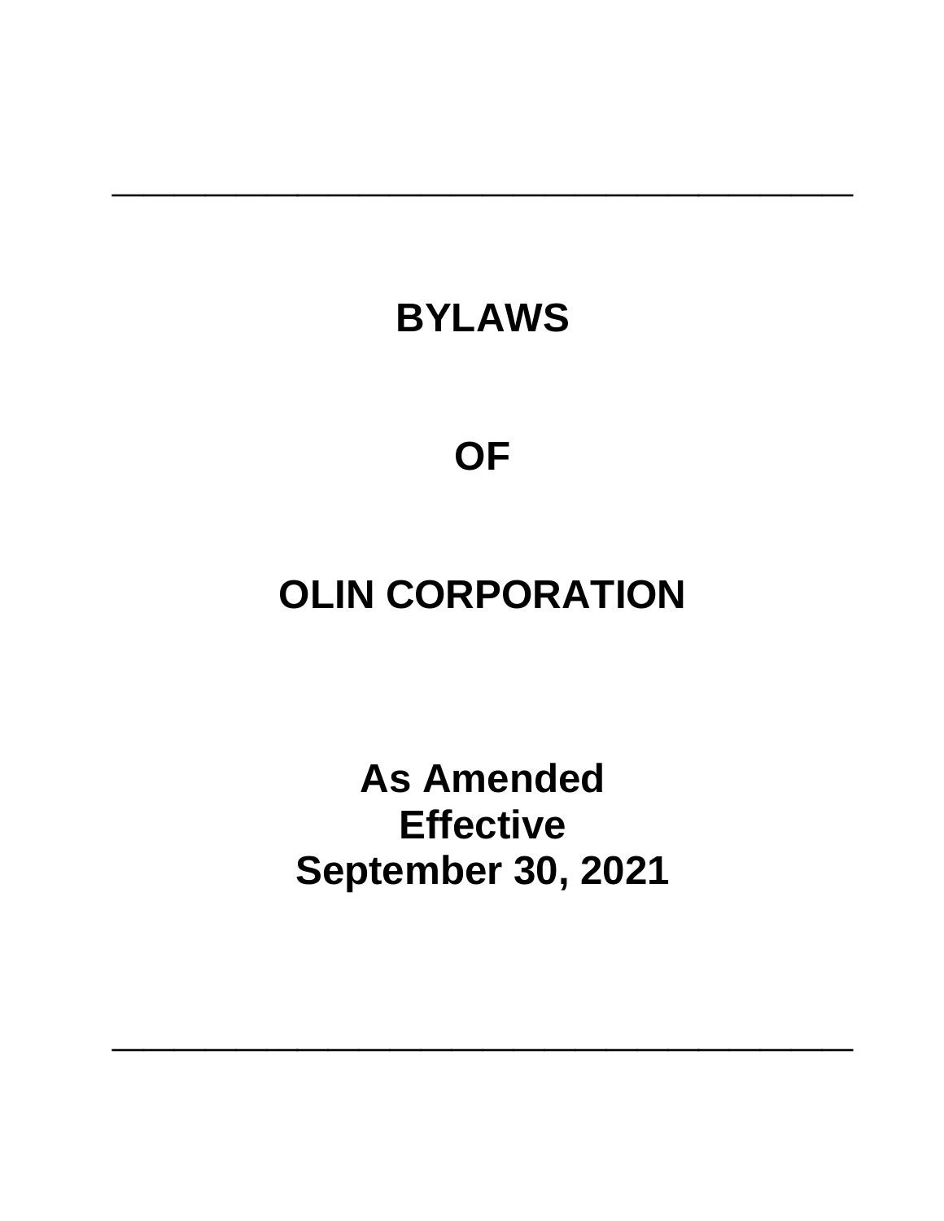# BYLAWS

# OF

# OLIN CORPORATION

**As Amended**
**Effective**
**September 30, 2021**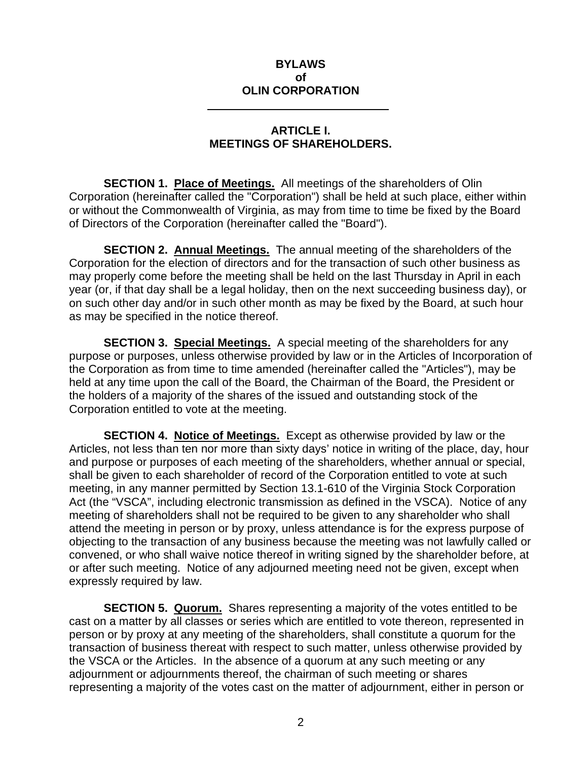# BYLAWS
# of
# OLIN CORPORATION

---

## ARTICLE I.
## MEETINGS OF SHAREHOLDERS.

**SECTION 1. Place of Meetings.** All meetings of the shareholders of Olin Corporation (hereinafter called the "Corporation") shall be held at such place, either within or without the Commonwealth of Virginia, as may from time to time be fixed by the Board of Directors of the Corporation (hereinafter called the "Board").

**SECTION 2. Annual Meetings.** The annual meeting of the shareholders of the Corporation for the election of directors and for the transaction of such other business as may properly come before the meeting shall be held on the last Thursday in April in each year (or, if that day shall be a legal holiday, then on the next succeeding business day), or on such other day and/or in such other month as may be fixed by the Board, at such hour as may be specified in the notice thereof.

**SECTION 3. Special Meetings.** A special meeting of the shareholders for any purpose or purposes, unless otherwise provided by law or in the Articles of Incorporation of the Corporation as from time to time amended (hereinafter called the "Articles"), may be held at any time upon the call of the Board, the Chairman of the Board, the President or the holders of a majority of the shares of the issued and outstanding stock of the Corporation entitled to vote at the meeting.

**SECTION 4. Notice of Meetings.** Except as otherwise provided by law or the Articles, not less than ten nor more than sixty days' notice in writing of the place, day, hour and purpose or purposes of each meeting of the shareholders, whether annual or special, shall be given to each shareholder of record of the Corporation entitled to vote at such meeting, in any manner permitted by Section 13.1-610 of the Virginia Stock Corporation Act (the "VSCA", including electronic transmission as defined in the VSCA). Notice of any meeting of shareholders shall not be required to be given to any shareholder who shall attend the meeting in person or by proxy, unless attendance is for the express purpose of objecting to the transaction of any business because the meeting was not lawfully called or convened, or who shall waive notice thereof in writing signed by the shareholder before, at or after such meeting. Notice of any adjourned meeting need not be given, except when expressly required by law.

**SECTION 5. Quorum.** Shares representing a majority of the votes entitled to be cast on a matter by all classes or series which are entitled to vote thereon, represented in person or by proxy at any meeting of the shareholders, shall constitute a quorum for the transaction of business thereat with respect to such matter, unless otherwise provided by the VSCA or the Articles. In the absence of a quorum at any such meeting or any adjournment or adjournments thereof, the chairman of such meeting or shares representing a majority of the votes cast on the matter of adjournment, either in person or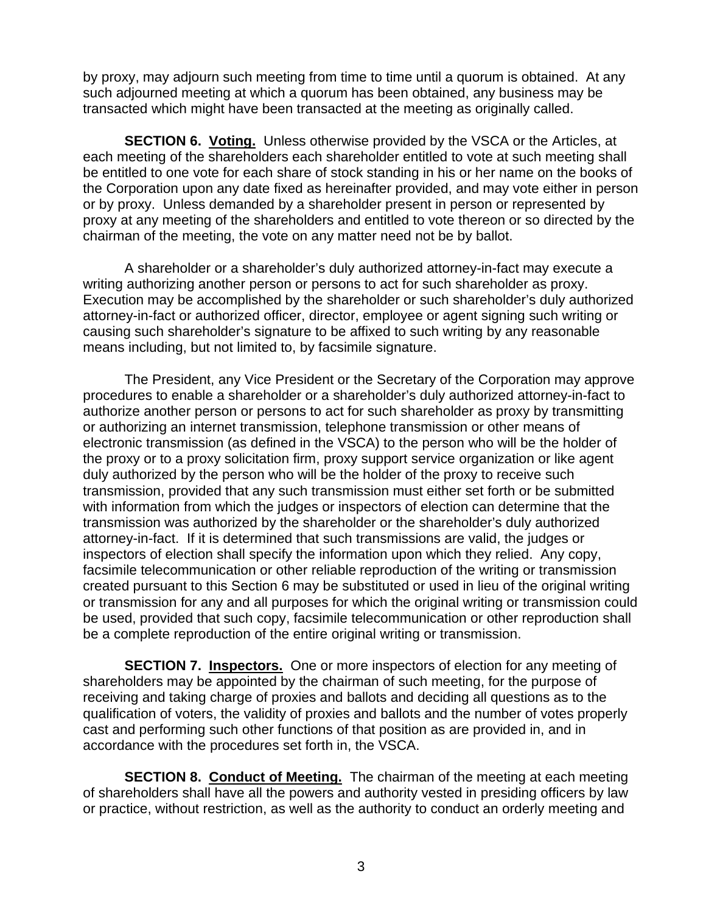by proxy, may adjourn such meeting from time to time until a quorum is obtained. At any such adjourned meeting at which a quorum has been obtained, any business may be transacted which might have been transacted at the meeting as originally called.

**SECTION 6. Voting.** Unless otherwise provided by the VSCA or the Articles, at each meeting of the shareholders each shareholder entitled to vote at such meeting shall be entitled to one vote for each share of stock standing in his or her name on the books of the Corporation upon any date fixed as hereinafter provided, and may vote either in person or by proxy. Unless demanded by a shareholder present in person or represented by proxy at any meeting of the shareholders and entitled to vote thereon or so directed by the chairman of the meeting, the vote on any matter need not be by ballot.

A shareholder or a shareholder's duly authorized attorney-in-fact may execute a writing authorizing another person or persons to act for such shareholder as proxy. Execution may be accomplished by the shareholder or such shareholder's duly authorized attorney-in-fact or authorized officer, director, employee or agent signing such writing or causing such shareholder's signature to be affixed to such writing by any reasonable means including, but not limited to, by facsimile signature.

The President, any Vice President or the Secretary of the Corporation may approve procedures to enable a shareholder or a shareholder's duly authorized attorney-in-fact to authorize another person or persons to act for such shareholder as proxy by transmitting or authorizing an internet transmission, telephone transmission or other means of electronic transmission (as defined in the VSCA) to the person who will be the holder of the proxy or to a proxy solicitation firm, proxy support service organization or like agent duly authorized by the person who will be the holder of the proxy to receive such transmission, provided that any such transmission must either set forth or be submitted with information from which the judges or inspectors of election can determine that the transmission was authorized by the shareholder or the shareholder's duly authorized attorney-in-fact. If it is determined that such transmissions are valid, the judges or inspectors of election shall specify the information upon which they relied. Any copy, facsimile telecommunication or other reliable reproduction of the writing or transmission created pursuant to this Section 6 may be substituted or used in lieu of the original writing or transmission for any and all purposes for which the original writing or transmission could be used, provided that such copy, facsimile telecommunication or other reproduction shall be a complete reproduction of the entire original writing or transmission.

**SECTION 7. Inspectors.** One or more inspectors of election for any meeting of shareholders may be appointed by the chairman of such meeting, for the purpose of receiving and taking charge of proxies and ballots and deciding all questions as to the qualification of voters, the validity of proxies and ballots and the number of votes properly cast and performing such other functions of that position as are provided in, and in accordance with the procedures set forth in, the VSCA.

**SECTION 8. Conduct of Meeting.** The chairman of the meeting at each meeting of shareholders shall have all the powers and authority vested in presiding officers by law or practice, without restriction, as well as the authority to conduct an orderly meeting and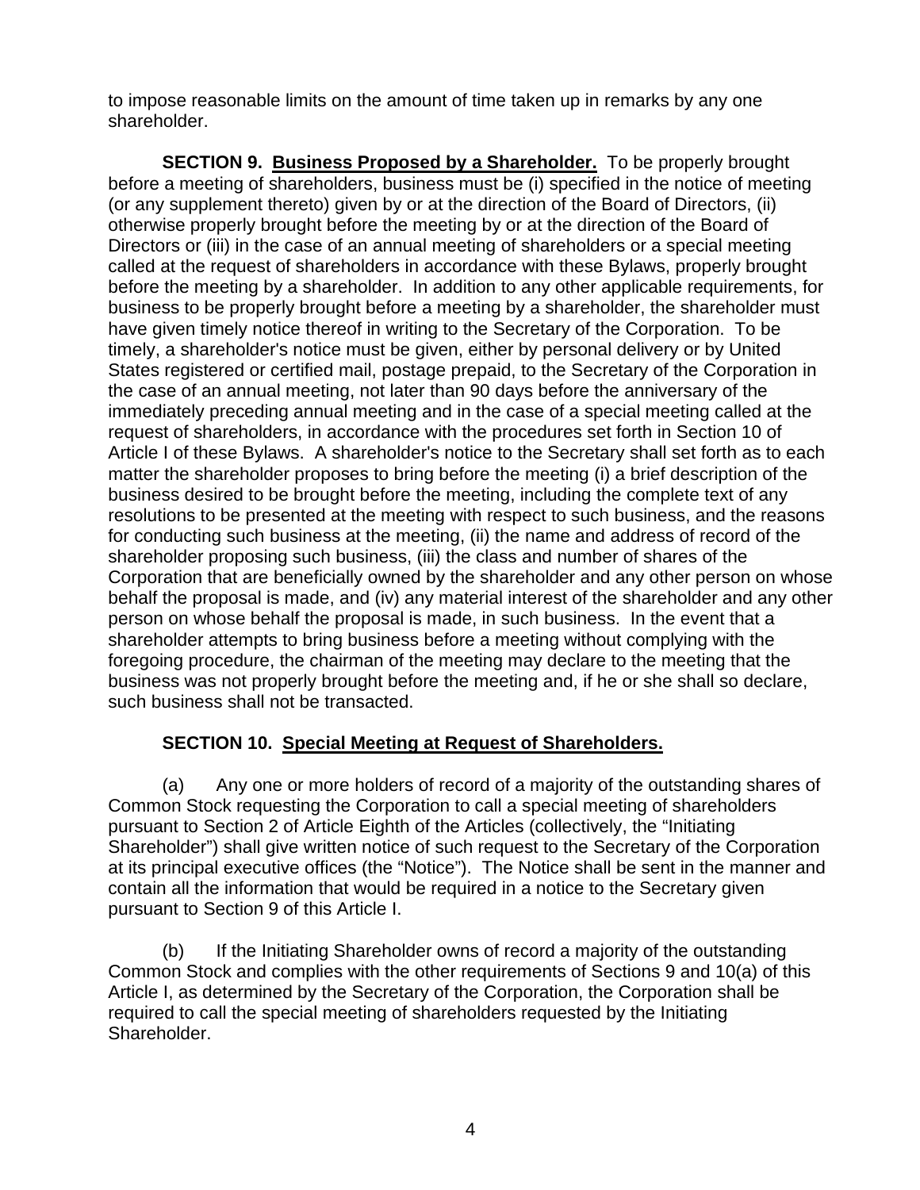to impose reasonable limits on the amount of time taken up in remarks by any one shareholder.

**SECTION 9. Business Proposed by a Shareholder.** To be properly brought before a meeting of shareholders, business must be (i) specified in the notice of meeting (or any supplement thereto) given by or at the direction of the Board of Directors, (ii) otherwise properly brought before the meeting by or at the direction of the Board of Directors or (iii) in the case of an annual meeting of shareholders or a special meeting called at the request of shareholders in accordance with these Bylaws, properly brought before the meeting by a shareholder. In addition to any other applicable requirements, for business to be properly brought before a meeting by a shareholder, the shareholder must have given timely notice thereof in writing to the Secretary of the Corporation. To be timely, a shareholder's notice must be given, either by personal delivery or by United States registered or certified mail, postage prepaid, to the Secretary of the Corporation in the case of an annual meeting, not later than 90 days before the anniversary of the immediately preceding annual meeting and in the case of a special meeting called at the request of shareholders, in accordance with the procedures set forth in Section 10 of Article I of these Bylaws. A shareholder's notice to the Secretary shall set forth as to each matter the shareholder proposes to bring before the meeting (i) a brief description of the business desired to be brought before the meeting, including the complete text of any resolutions to be presented at the meeting with respect to such business, and the reasons for conducting such business at the meeting, (ii) the name and address of record of the shareholder proposing such business, (iii) the class and number of shares of the Corporation that are beneficially owned by the shareholder and any other person on whose behalf the proposal is made, and (iv) any material interest of the shareholder and any other person on whose behalf the proposal is made, in such business. In the event that a shareholder attempts to bring business before a meeting without complying with the foregoing procedure, the chairman of the meeting may declare to the meeting that the business was not properly brought before the meeting and, if he or she shall so declare, such business shall not be transacted.

**SECTION 10. Special Meeting at Request of Shareholders.**

(a) Any one or more holders of record of a majority of the outstanding shares of Common Stock requesting the Corporation to call a special meeting of shareholders pursuant to Section 2 of Article Eighth of the Articles (collectively, the "Initiating Shareholder") shall give written notice of such request to the Secretary of the Corporation at its principal executive offices (the "Notice"). The Notice shall be sent in the manner and contain all the information that would be required in a notice to the Secretary given pursuant to Section 9 of this Article I.

(b) If the Initiating Shareholder owns of record a majority of the outstanding Common Stock and complies with the other requirements of Sections 9 and 10(a) of this Article I, as determined by the Secretary of the Corporation, the Corporation shall be required to call the special meeting of shareholders requested by the Initiating Shareholder.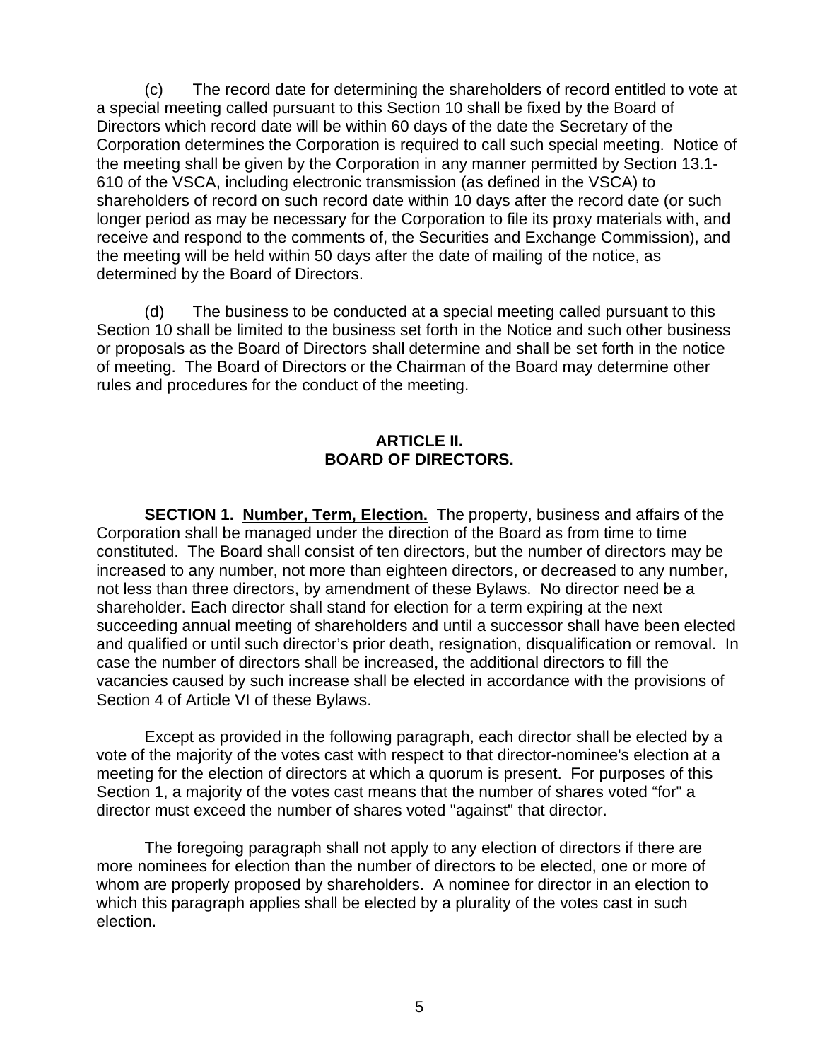(c) The record date for determining the shareholders of record entitled to vote at a special meeting called pursuant to this Section 10 shall be fixed by the Board of Directors which record date will be within 60 days of the date the Secretary of the Corporation determines the Corporation is required to call such special meeting. Notice of the meeting shall be given by the Corporation in any manner permitted by Section 13.1-610 of the VSCA, including electronic transmission (as defined in the VSCA) to shareholders of record on such record date within 10 days after the record date (or such longer period as may be necessary for the Corporation to file its proxy materials with, and receive and respond to the comments of, the Securities and Exchange Commission), and the meeting will be held within 50 days after the date of mailing of the notice, as determined by the Board of Directors.

(d) The business to be conducted at a special meeting called pursuant to this Section 10 shall be limited to the business set forth in the Notice and such other business or proposals as the Board of Directors shall determine and shall be set forth in the notice of meeting. The Board of Directors or the Chairman of the Board may determine other rules and procedures for the conduct of the meeting.

## ARTICLE II.
## BOARD OF DIRECTORS.

**SECTION 1. Number, Term, Election.** The property, business and affairs of the Corporation shall be managed under the direction of the Board as from time to time constituted. The Board shall consist of ten directors, but the number of directors may be increased to any number, not more than eighteen directors, or decreased to any number, not less than three directors, by amendment of these Bylaws. No director need be a shareholder. Each director shall stand for election for a term expiring at the next succeeding annual meeting of shareholders and until a successor shall have been elected and qualified or until such director's prior death, resignation, disqualification or removal. In case the number of directors shall be increased, the additional directors to fill the vacancies caused by such increase shall be elected in accordance with the provisions of Section 4 of Article VI of these Bylaws.

Except as provided in the following paragraph, each director shall be elected by a vote of the majority of the votes cast with respect to that director-nominee's election at a meeting for the election of directors at which a quorum is present. For purposes of this Section 1, a majority of the votes cast means that the number of shares voted "for" a director must exceed the number of shares voted "against" that director.

The foregoing paragraph shall not apply to any election of directors if there are more nominees for election than the number of directors to be elected, one or more of whom are properly proposed by shareholders. A nominee for director in an election to which this paragraph applies shall be elected by a plurality of the votes cast in such election.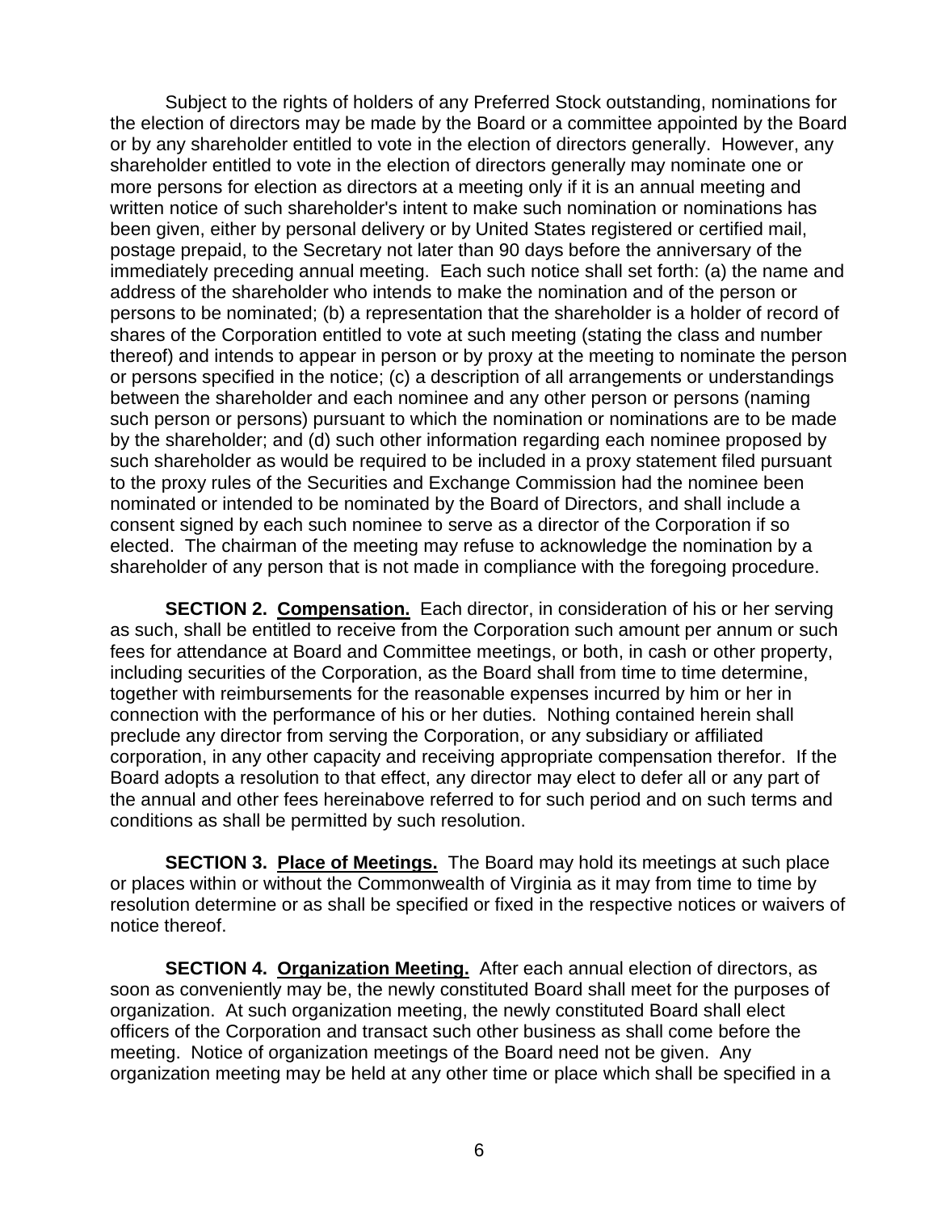Subject to the rights of holders of any Preferred Stock outstanding, nominations for the election of directors may be made by the Board or a committee appointed by the Board or by any shareholder entitled to vote in the election of directors generally. However, any shareholder entitled to vote in the election of directors generally may nominate one or more persons for election as directors at a meeting only if it is an annual meeting and written notice of such shareholder's intent to make such nomination or nominations has been given, either by personal delivery or by United States registered or certified mail, postage prepaid, to the Secretary not later than 90 days before the anniversary of the immediately preceding annual meeting. Each such notice shall set forth: (a) the name and address of the shareholder who intends to make the nomination and of the person or persons to be nominated; (b) a representation that the shareholder is a holder of record of shares of the Corporation entitled to vote at such meeting (stating the class and number thereof) and intends to appear in person or by proxy at the meeting to nominate the person or persons specified in the notice; (c) a description of all arrangements or understandings between the shareholder and each nominee and any other person or persons (naming such person or persons) pursuant to which the nomination or nominations are to be made by the shareholder; and (d) such other information regarding each nominee proposed by such shareholder as would be required to be included in a proxy statement filed pursuant to the proxy rules of the Securities and Exchange Commission had the nominee been nominated or intended to be nominated by the Board of Directors, and shall include a consent signed by each such nominee to serve as a director of the Corporation if so elected. The chairman of the meeting may refuse to acknowledge the nomination by a shareholder of any person that is not made in compliance with the foregoing procedure.

**SECTION 2. Compensation.** Each director, in consideration of his or her serving as such, shall be entitled to receive from the Corporation such amount per annum or such fees for attendance at Board and Committee meetings, or both, in cash or other property, including securities of the Corporation, as the Board shall from time to time determine, together with reimbursements for the reasonable expenses incurred by him or her in connection with the performance of his or her duties. Nothing contained herein shall preclude any director from serving the Corporation, or any subsidiary or affiliated corporation, in any other capacity and receiving appropriate compensation therefor. If the Board adopts a resolution to that effect, any director may elect to defer all or any part of the annual and other fees hereinabove referred to for such period and on such terms and conditions as shall be permitted by such resolution.

**SECTION 3. Place of Meetings.** The Board may hold its meetings at such place or places within or without the Commonwealth of Virginia as it may from time to time by resolution determine or as shall be specified or fixed in the respective notices or waivers of notice thereof.

**SECTION 4. Organization Meeting.** After each annual election of directors, as soon as conveniently may be, the newly constituted Board shall meet for the purposes of organization. At such organization meeting, the newly constituted Board shall elect officers of the Corporation and transact such other business as shall come before the meeting. Notice of organization meetings of the Board need not be given. Any organization meeting may be held at any other time or place which shall be specified in a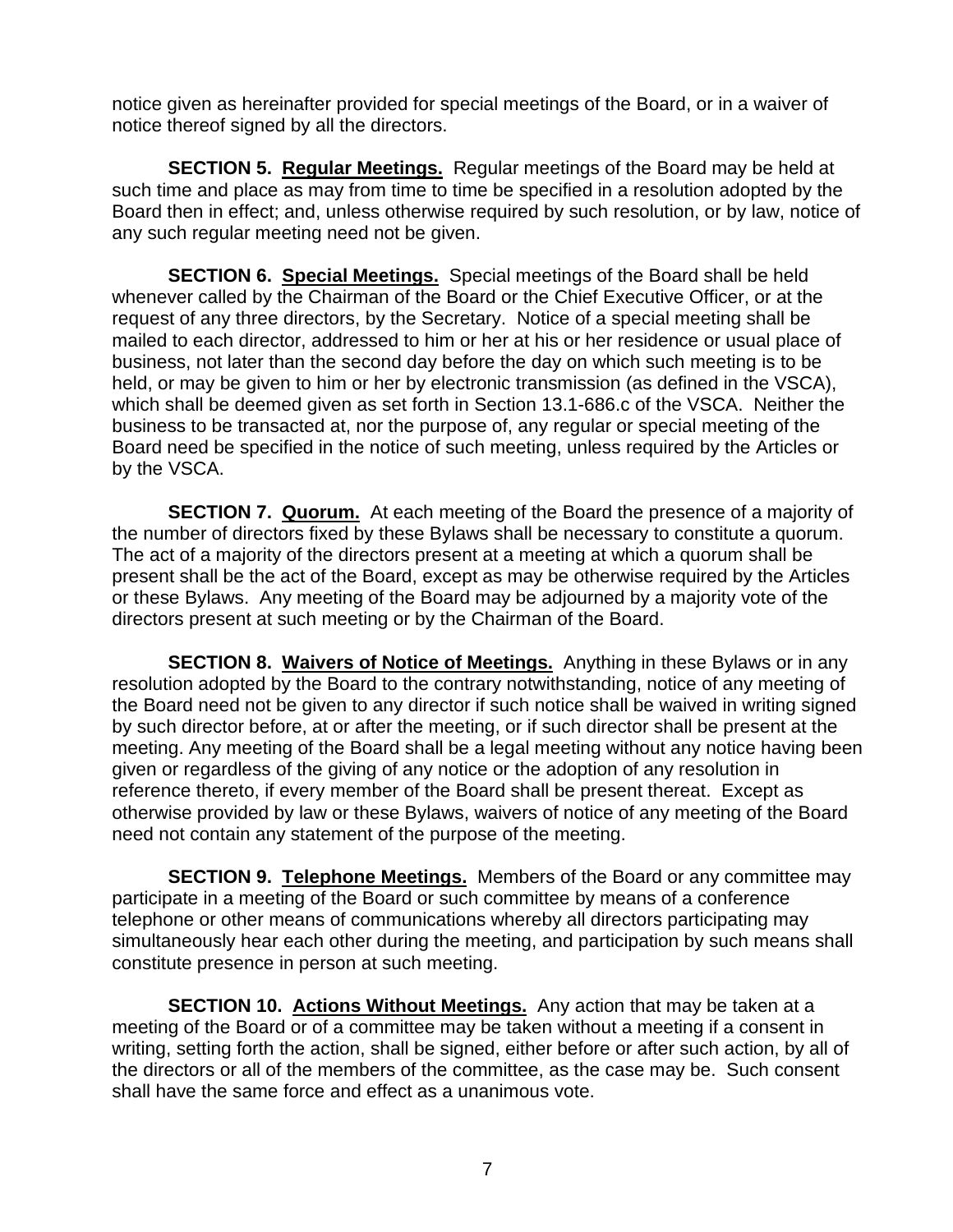notice given as hereinafter provided for special meetings of the Board, or in a waiver of notice thereof signed by all the directors.

**SECTION 5. Regular Meetings.** Regular meetings of the Board may be held at such time and place as may from time to time be specified in a resolution adopted by the Board then in effect; and, unless otherwise required by such resolution, or by law, notice of any such regular meeting need not be given.

**SECTION 6. Special Meetings.** Special meetings of the Board shall be held whenever called by the Chairman of the Board or the Chief Executive Officer, or at the request of any three directors, by the Secretary. Notice of a special meeting shall be mailed to each director, addressed to him or her at his or her residence or usual place of business, not later than the second day before the day on which such meeting is to be held, or may be given to him or her by electronic transmission (as defined in the VSCA), which shall be deemed given as set forth in Section 13.1-686.c of the VSCA. Neither the business to be transacted at, nor the purpose of, any regular or special meeting of the Board need be specified in the notice of such meeting, unless required by the Articles or by the VSCA.

**SECTION 7. Quorum.** At each meeting of the Board the presence of a majority of the number of directors fixed by these Bylaws shall be necessary to constitute a quorum. The act of a majority of the directors present at a meeting at which a quorum shall be present shall be the act of the Board, except as may be otherwise required by the Articles or these Bylaws. Any meeting of the Board may be adjourned by a majority vote of the directors present at such meeting or by the Chairman of the Board.

**SECTION 8. Waivers of Notice of Meetings.** Anything in these Bylaws or in any resolution adopted by the Board to the contrary notwithstanding, notice of any meeting of the Board need not be given to any director if such notice shall be waived in writing signed by such director before, at or after the meeting, or if such director shall be present at the meeting. Any meeting of the Board shall be a legal meeting without any notice having been given or regardless of the giving of any notice or the adoption of any resolution in reference thereto, if every member of the Board shall be present thereat. Except as otherwise provided by law or these Bylaws, waivers of notice of any meeting of the Board need not contain any statement of the purpose of the meeting.

**SECTION 9. Telephone Meetings.** Members of the Board or any committee may participate in a meeting of the Board or such committee by means of a conference telephone or other means of communications whereby all directors participating may simultaneously hear each other during the meeting, and participation by such means shall constitute presence in person at such meeting.

**SECTION 10. Actions Without Meetings.** Any action that may be taken at a meeting of the Board or of a committee may be taken without a meeting if a consent in writing, setting forth the action, shall be signed, either before or after such action, by all of the directors or all of the members of the committee, as the case may be. Such consent shall have the same force and effect as a unanimous vote.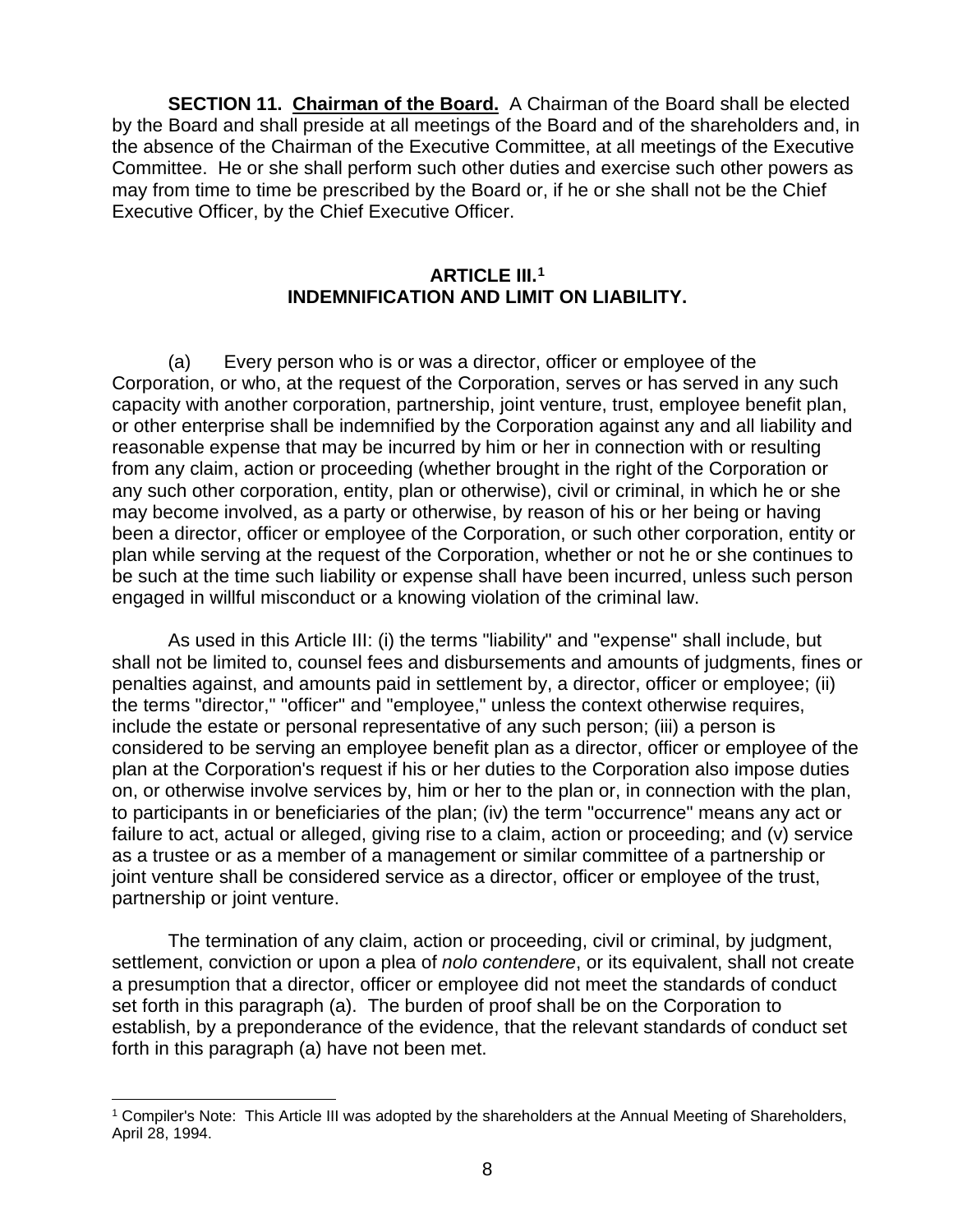**SECTION 11. Chairman of the Board.** A Chairman of the Board shall be elected by the Board and shall preside at all meetings of the Board and of the shareholders and, in the absence of the Chairman of the Executive Committee, at all meetings of the Executive Committee. He or she shall perform such other duties and exercise such other powers as may from time to time be prescribed by the Board or, if he or she shall not be the Chief Executive Officer, by the Chief Executive Officer.

## ARTICLE III.[1]
## INDEMNIFICATION AND LIMIT ON LIABILITY.

(a) Every person who is or was a director, officer or employee of the Corporation, or who, at the request of the Corporation, serves or has served in any such capacity with another corporation, partnership, joint venture, trust, employee benefit plan, or other enterprise shall be indemnified by the Corporation against any and all liability and reasonable expense that may be incurred by him or her in connection with or resulting from any claim, action or proceeding (whether brought in the right of the Corporation or any such other corporation, entity, plan or otherwise), civil or criminal, in which he or she may become involved, as a party or otherwise, by reason of his or her being or having been a director, officer or employee of the Corporation, or such other corporation, entity or plan while serving at the request of the Corporation, whether or not he or she continues to be such at the time such liability or expense shall have been incurred, unless such person engaged in willful misconduct or a knowing violation of the criminal law.

As used in this Article III: (i) the terms "liability" and "expense" shall include, but shall not be limited to, counsel fees and disbursements and amounts of judgments, fines or penalties against, and amounts paid in settlement by, a director, officer or employee; (ii) the terms "director," "officer" and "employee," unless the context otherwise requires, include the estate or personal representative of any such person; (iii) a person is considered to be serving an employee benefit plan as a director, officer or employee of the plan at the Corporation's request if his or her duties to the Corporation also impose duties on, or otherwise involve services by, him or her to the plan or, in connection with the plan, to participants in or beneficiaries of the plan; (iv) the term "occurrence" means any act or failure to act, actual or alleged, giving rise to a claim, action or proceeding; and (v) service as a trustee or as a member of a management or similar committee of a partnership or joint venture shall be considered service as a director, officer or employee of the trust, partnership or joint venture.

The termination of any claim, action or proceeding, civil or criminal, by judgment, settlement, conviction or upon a plea of *nolo contendere*, or its equivalent, shall not create a presumption that a director, officer or employee did not meet the standards of conduct set forth in this paragraph (a). The burden of proof shall be on the Corporation to establish, by a preponderance of the evidence, that the relevant standards of conduct set forth in this paragraph (a) have not been met.

[1] Compiler's Note: This Article III was adopted by the shareholders at the Annual Meeting of Shareholders, April 28, 1994.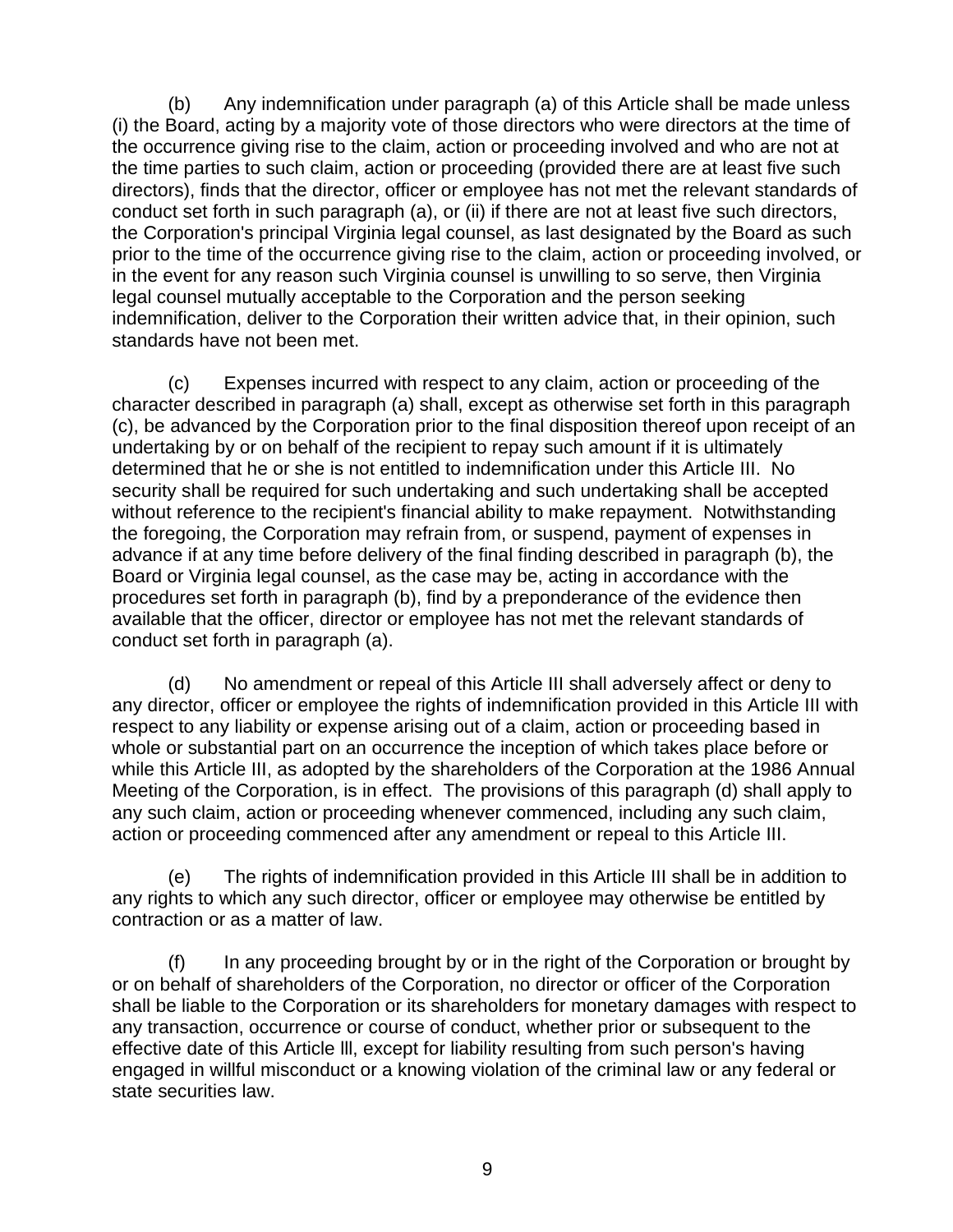(b) Any indemnification under paragraph (a) of this Article shall be made unless (i) the Board, acting by a majority vote of those directors who were directors at the time of the occurrence giving rise to the claim, action or proceeding involved and who are not at the time parties to such claim, action or proceeding (provided there are at least five such directors), finds that the director, officer or employee has not met the relevant standards of conduct set forth in such paragraph (a), or (ii) if there are not at least five such directors, the Corporation's principal Virginia legal counsel, as last designated by the Board as such prior to the time of the occurrence giving rise to the claim, action or proceeding involved, or in the event for any reason such Virginia counsel is unwilling to so serve, then Virginia legal counsel mutually acceptable to the Corporation and the person seeking indemnification, deliver to the Corporation their written advice that, in their opinion, such standards have not been met.

(c) Expenses incurred with respect to any claim, action or proceeding of the character described in paragraph (a) shall, except as otherwise set forth in this paragraph (c), be advanced by the Corporation prior to the final disposition thereof upon receipt of an undertaking by or on behalf of the recipient to repay such amount if it is ultimately determined that he or she is not entitled to indemnification under this Article III. No security shall be required for such undertaking and such undertaking shall be accepted without reference to the recipient's financial ability to make repayment. Notwithstanding the foregoing, the Corporation may refrain from, or suspend, payment of expenses in advance if at any time before delivery of the final finding described in paragraph (b), the Board or Virginia legal counsel, as the case may be, acting in accordance with the procedures set forth in paragraph (b), find by a preponderance of the evidence then available that the officer, director or employee has not met the relevant standards of conduct set forth in paragraph (a).

(d) No amendment or repeal of this Article III shall adversely affect or deny to any director, officer or employee the rights of indemnification provided in this Article III with respect to any liability or expense arising out of a claim, action or proceeding based in whole or substantial part on an occurrence the inception of which takes place before or while this Article III, as adopted by the shareholders of the Corporation at the 1986 Annual Meeting of the Corporation, is in effect. The provisions of this paragraph (d) shall apply to any such claim, action or proceeding whenever commenced, including any such claim, action or proceeding commenced after any amendment or repeal to this Article III.

(e) The rights of indemnification provided in this Article III shall be in addition to any rights to which any such director, officer or employee may otherwise be entitled by contraction or as a matter of law.

(f) In any proceeding brought by or in the right of the Corporation or brought by or on behalf of shareholders of the Corporation, no director or officer of the Corporation shall be liable to the Corporation or its shareholders for monetary damages with respect to any transaction, occurrence or course of conduct, whether prior or subsequent to the effective date of this Article lll, except for liability resulting from such person's having engaged in willful misconduct or a knowing violation of the criminal law or any federal or state securities law.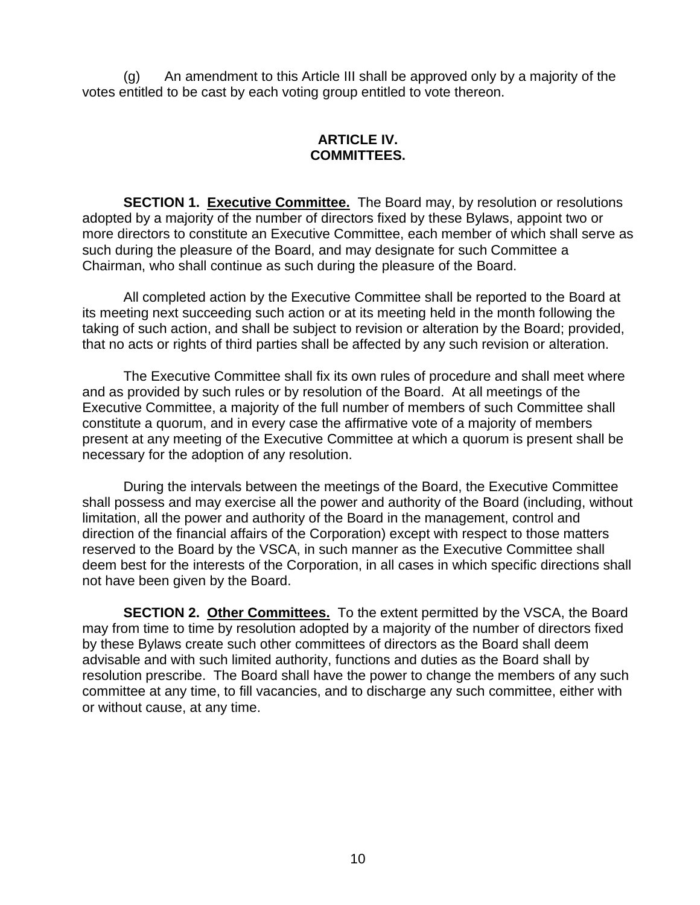(g) An amendment to this Article III shall be approved only by a majority of the votes entitled to be cast by each voting group entitled to vote thereon.

## ARTICLE IV.
## COMMITTEES.

**SECTION 1. <u>Executive Committee.</u>** The Board may, by resolution or resolutions adopted by a majority of the number of directors fixed by these Bylaws, appoint two or more directors to constitute an Executive Committee, each member of which shall serve as such during the pleasure of the Board, and may designate for such Committee a Chairman, who shall continue as such during the pleasure of the Board.

All completed action by the Executive Committee shall be reported to the Board at its meeting next succeeding such action or at its meeting held in the month following the taking of such action, and shall be subject to revision or alteration by the Board; provided, that no acts or rights of third parties shall be affected by any such revision or alteration.

The Executive Committee shall fix its own rules of procedure and shall meet where and as provided by such rules or by resolution of the Board. At all meetings of the Executive Committee, a majority of the full number of members of such Committee shall constitute a quorum, and in every case the affirmative vote of a majority of members present at any meeting of the Executive Committee at which a quorum is present shall be necessary for the adoption of any resolution.

During the intervals between the meetings of the Board, the Executive Committee shall possess and may exercise all the power and authority of the Board (including, without limitation, all the power and authority of the Board in the management, control and direction of the financial affairs of the Corporation) except with respect to those matters reserved to the Board by the VSCA, in such manner as the Executive Committee shall deem best for the interests of the Corporation, in all cases in which specific directions shall not have been given by the Board.

**SECTION 2. <u>Other Committees.</u>** To the extent permitted by the VSCA, the Board may from time to time by resolution adopted by a majority of the number of directors fixed by these Bylaws create such other committees of directors as the Board shall deem advisable and with such limited authority, functions and duties as the Board shall by resolution prescribe. The Board shall have the power to change the members of any such committee at any time, to fill vacancies, and to discharge any such committee, either with or without cause, at any time.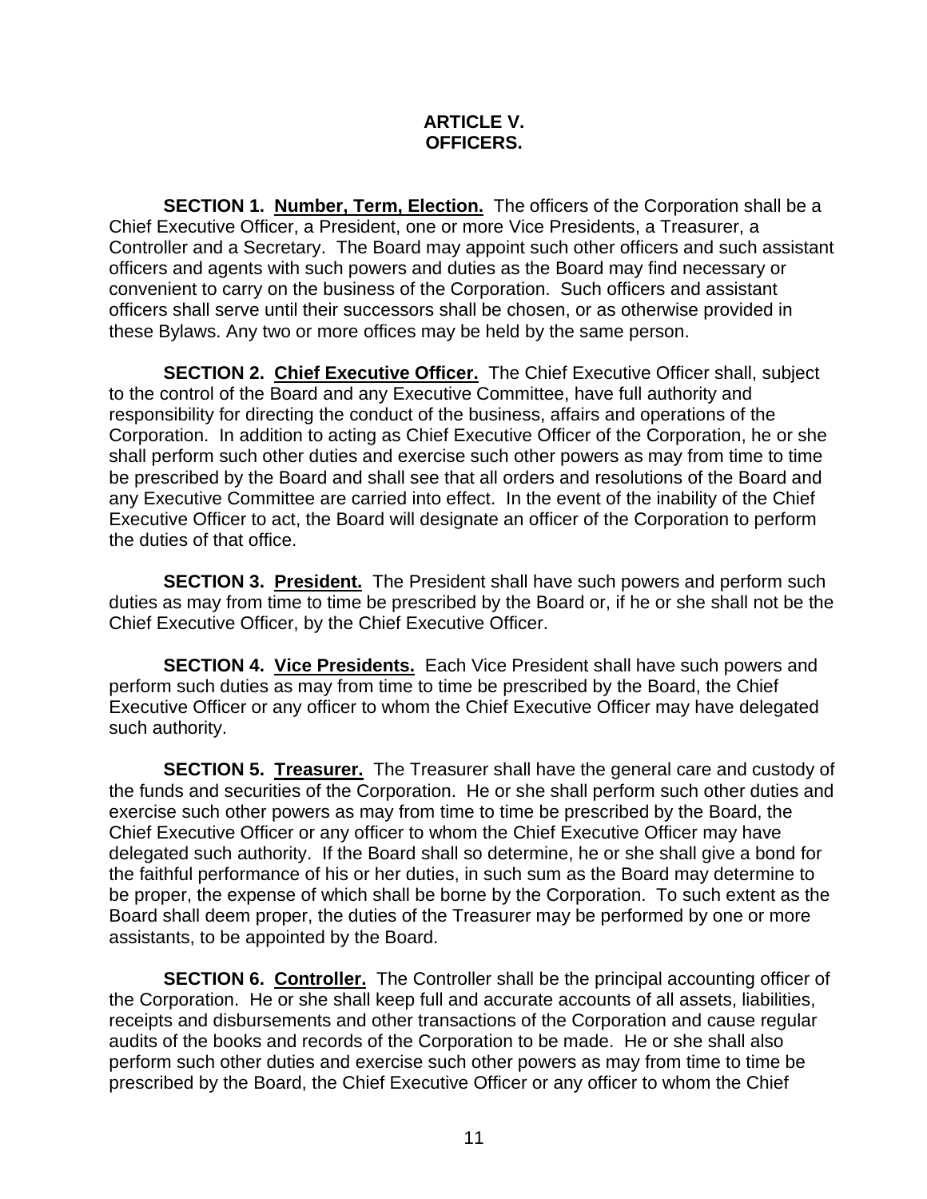# ARTICLE V.
# OFFICERS.

**SECTION 1. Number, Term, Election.** The officers of the Corporation shall be a Chief Executive Officer, a President, one or more Vice Presidents, a Treasurer, a Controller and a Secretary. The Board may appoint such other officers and such assistant officers and agents with such powers and duties as the Board may find necessary or convenient to carry on the business of the Corporation. Such officers and assistant officers shall serve until their successors shall be chosen, or as otherwise provided in these Bylaws. Any two or more offices may be held by the same person.

**SECTION 2. Chief Executive Officer.** The Chief Executive Officer shall, subject to the control of the Board and any Executive Committee, have full authority and responsibility for directing the conduct of the business, affairs and operations of the Corporation. In addition to acting as Chief Executive Officer of the Corporation, he or she shall perform such other duties and exercise such other powers as may from time to time be prescribed by the Board and shall see that all orders and resolutions of the Board and any Executive Committee are carried into effect. In the event of the inability of the Chief Executive Officer to act, the Board will designate an officer of the Corporation to perform the duties of that office.

**SECTION 3. President.** The President shall have such powers and perform such duties as may from time to time be prescribed by the Board or, if he or she shall not be the Chief Executive Officer, by the Chief Executive Officer.

**SECTION 4. Vice Presidents.** Each Vice President shall have such powers and perform such duties as may from time to time be prescribed by the Board, the Chief Executive Officer or any officer to whom the Chief Executive Officer may have delegated such authority.

**SECTION 5. Treasurer.** The Treasurer shall have the general care and custody of the funds and securities of the Corporation. He or she shall perform such other duties and exercise such other powers as may from time to time be prescribed by the Board, the Chief Executive Officer or any officer to whom the Chief Executive Officer may have delegated such authority. If the Board shall so determine, he or she shall give a bond for the faithful performance of his or her duties, in such sum as the Board may determine to be proper, the expense of which shall be borne by the Corporation. To such extent as the Board shall deem proper, the duties of the Treasurer may be performed by one or more assistants, to be appointed by the Board.

**SECTION 6. Controller.** The Controller shall be the principal accounting officer of the Corporation. He or she shall keep full and accurate accounts of all assets, liabilities, receipts and disbursements and other transactions of the Corporation and cause regular audits of the books and records of the Corporation to be made. He or she shall also perform such other duties and exercise such other powers as may from time to time be prescribed by the Board, the Chief Executive Officer or any officer to whom the Chief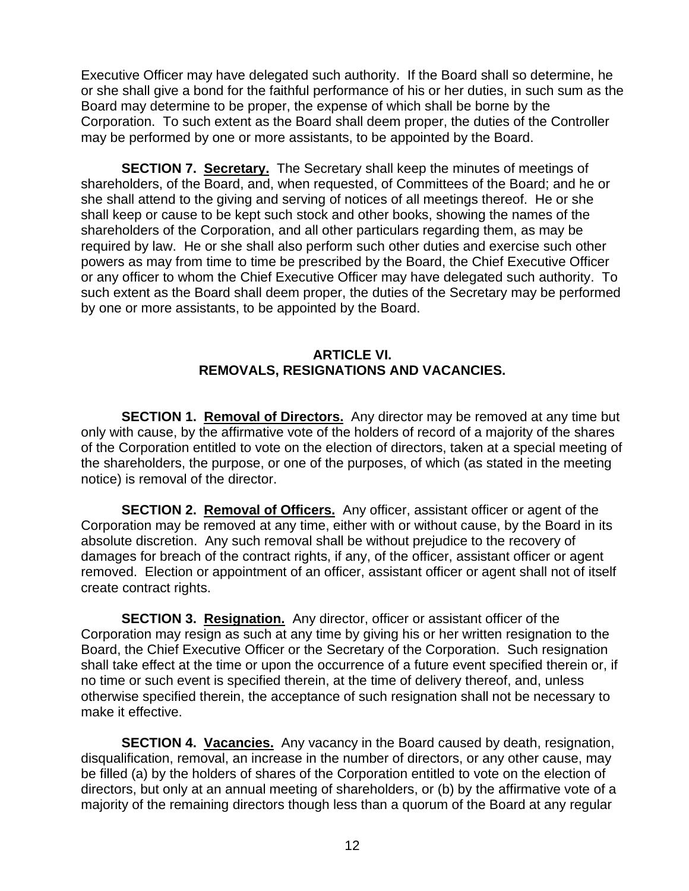Executive Officer may have delegated such authority. If the Board shall so determine, he or she shall give a bond for the faithful performance of his or her duties, in such sum as the Board may determine to be proper, the expense of which shall be borne by the Corporation. To such extent as the Board shall deem proper, the duties of the Controller may be performed by one or more assistants, to be appointed by the Board.

**SECTION 7. Secretary.** The Secretary shall keep the minutes of meetings of shareholders, of the Board, and, when requested, of Committees of the Board; and he or she shall attend to the giving and serving of notices of all meetings thereof. He or she shall keep or cause to be kept such stock and other books, showing the names of the shareholders of the Corporation, and all other particulars regarding them, as may be required by law. He or she shall also perform such other duties and exercise such other powers as may from time to time be prescribed by the Board, the Chief Executive Officer or any officer to whom the Chief Executive Officer may have delegated such authority. To such extent as the Board shall deem proper, the duties of the Secretary may be performed by one or more assistants, to be appointed by the Board.

## ARTICLE VI.
## REMOVALS, RESIGNATIONS AND VACANCIES.

**SECTION 1. Removal of Directors.** Any director may be removed at any time but only with cause, by the affirmative vote of the holders of record of a majority of the shares of the Corporation entitled to vote on the election of directors, taken at a special meeting of the shareholders, the purpose, or one of the purposes, of which (as stated in the meeting notice) is removal of the director.

**SECTION 2. Removal of Officers.** Any officer, assistant officer or agent of the Corporation may be removed at any time, either with or without cause, by the Board in its absolute discretion. Any such removal shall be without prejudice to the recovery of damages for breach of the contract rights, if any, of the officer, assistant officer or agent removed. Election or appointment of an officer, assistant officer or agent shall not of itself create contract rights.

**SECTION 3. Resignation.** Any director, officer or assistant officer of the Corporation may resign as such at any time by giving his or her written resignation to the Board, the Chief Executive Officer or the Secretary of the Corporation. Such resignation shall take effect at the time or upon the occurrence of a future event specified therein or, if no time or such event is specified therein, at the time of delivery thereof, and, unless otherwise specified therein, the acceptance of such resignation shall not be necessary to make it effective.

**SECTION 4. Vacancies.** Any vacancy in the Board caused by death, resignation, disqualification, removal, an increase in the number of directors, or any other cause, may be filled (a) by the holders of shares of the Corporation entitled to vote on the election of directors, but only at an annual meeting of shareholders, or (b) by the affirmative vote of a majority of the remaining directors though less than a quorum of the Board at any regular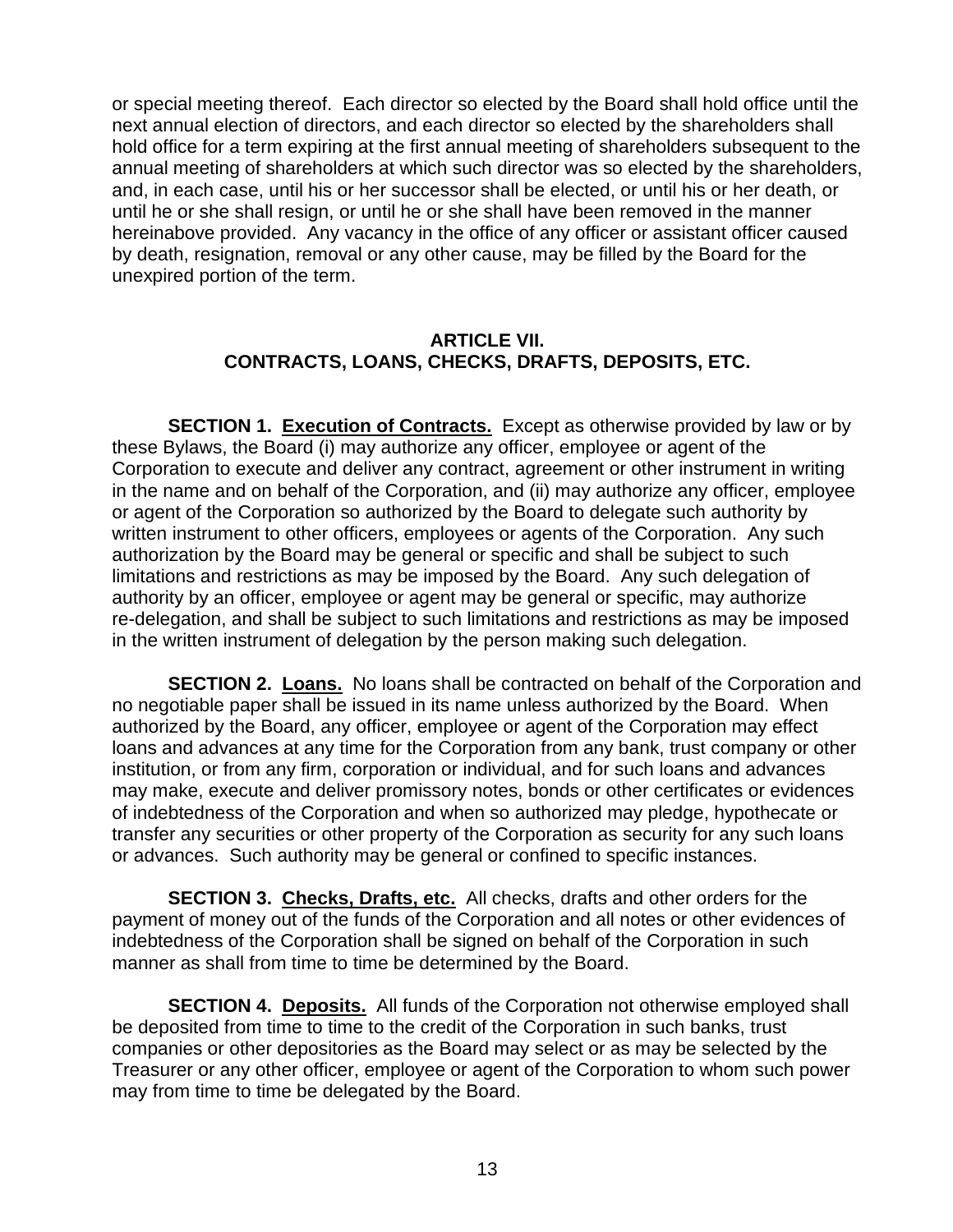or special meeting thereof. Each director so elected by the Board shall hold office until the next annual election of directors, and each director so elected by the shareholders shall hold office for a term expiring at the first annual meeting of shareholders subsequent to the annual meeting of shareholders at which such director was so elected by the shareholders, and, in each case, until his or her successor shall be elected, or until his or her death, or until he or she shall resign, or until he or she shall have been removed in the manner hereinabove provided. Any vacancy in the office of any officer or assistant officer caused by death, resignation, removal or any other cause, may be filled by the Board for the unexpired portion of the term.

## ARTICLE VII.
## CONTRACTS, LOANS, CHECKS, DRAFTS, DEPOSITS, ETC.

**SECTION 1. <u>Execution of Contracts.</u>** Except as otherwise provided by law or by these Bylaws, the Board (i) may authorize any officer, employee or agent of the Corporation to execute and deliver any contract, agreement or other instrument in writing in the name and on behalf of the Corporation, and (ii) may authorize any officer, employee or agent of the Corporation so authorized by the Board to delegate such authority by written instrument to other officers, employees or agents of the Corporation. Any such authorization by the Board may be general or specific and shall be subject to such limitations and restrictions as may be imposed by the Board. Any such delegation of authority by an officer, employee or agent may be general or specific, may authorize re-delegation, and shall be subject to such limitations and restrictions as may be imposed in the written instrument of delegation by the person making such delegation.

**SECTION 2. <u>Loans.</u>** No loans shall be contracted on behalf of the Corporation and no negotiable paper shall be issued in its name unless authorized by the Board. When authorized by the Board, any officer, employee or agent of the Corporation may effect loans and advances at any time for the Corporation from any bank, trust company or other institution, or from any firm, corporation or individual, and for such loans and advances may make, execute and deliver promissory notes, bonds or other certificates or evidences of indebtedness of the Corporation and when so authorized may pledge, hypothecate or transfer any securities or other property of the Corporation as security for any such loans or advances. Such authority may be general or confined to specific instances.

**SECTION 3. <u>Checks, Drafts, etc.</u>** All checks, drafts and other orders for the payment of money out of the funds of the Corporation and all notes or other evidences of indebtedness of the Corporation shall be signed on behalf of the Corporation in such manner as shall from time to time be determined by the Board.

**SECTION 4. <u>Deposits.</u>** All funds of the Corporation not otherwise employed shall be deposited from time to time to the credit of the Corporation in such banks, trust companies or other depositories as the Board may select or as may be selected by the Treasurer or any other officer, employee or agent of the Corporation to whom such power may from time to time be delegated by the Board.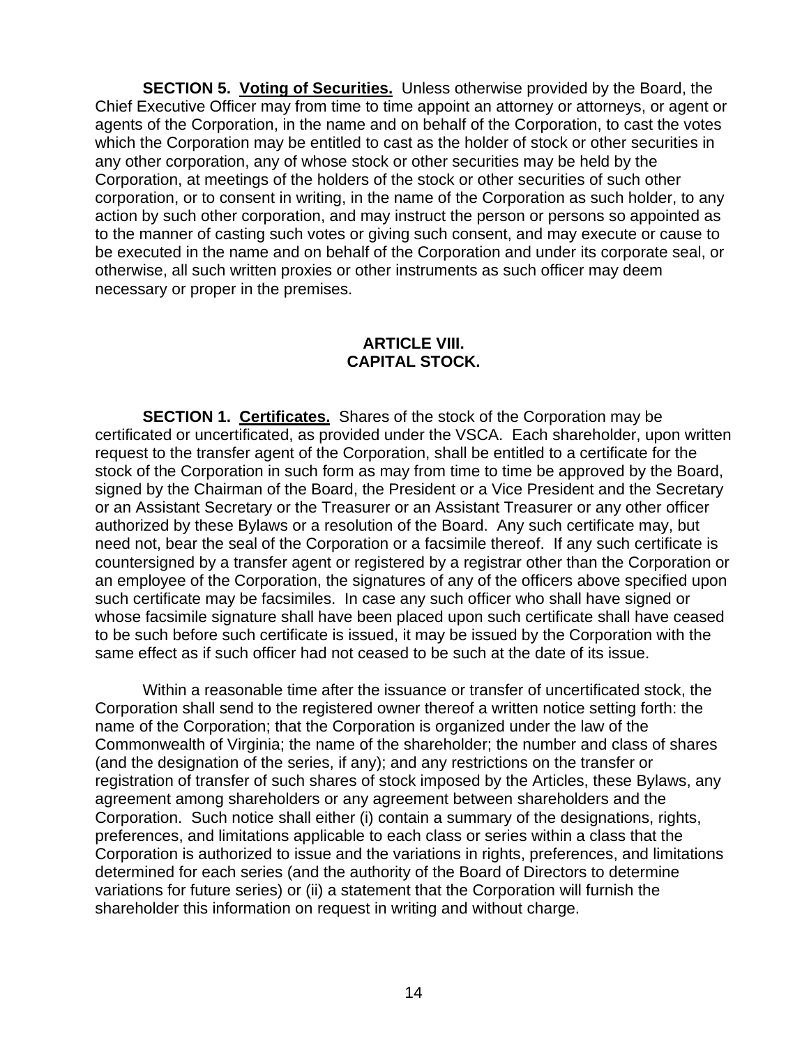**SECTION 5. Voting of Securities.** Unless otherwise provided by the Board, the Chief Executive Officer may from time to time appoint an attorney or attorneys, or agent or agents of the Corporation, in the name and on behalf of the Corporation, to cast the votes which the Corporation may be entitled to cast as the holder of stock or other securities in any other corporation, any of whose stock or other securities may be held by the Corporation, at meetings of the holders of the stock or other securities of such other corporation, or to consent in writing, in the name of the Corporation as such holder, to any action by such other corporation, and may instruct the person or persons so appointed as to the manner of casting such votes or giving such consent, and may execute or cause to be executed in the name and on behalf of the Corporation and under its corporate seal, or otherwise, all such written proxies or other instruments as such officer may deem necessary or proper in the premises.

## ARTICLE VIII.
## CAPITAL STOCK.

**SECTION 1. Certificates.** Shares of the stock of the Corporation may be certificated or uncertificated, as provided under the VSCA. Each shareholder, upon written request to the transfer agent of the Corporation, shall be entitled to a certificate for the stock of the Corporation in such form as may from time to time be approved by the Board, signed by the Chairman of the Board, the President or a Vice President and the Secretary or an Assistant Secretary or the Treasurer or an Assistant Treasurer or any other officer authorized by these Bylaws or a resolution of the Board. Any such certificate may, but need not, bear the seal of the Corporation or a facsimile thereof. If any such certificate is countersigned by a transfer agent or registered by a registrar other than the Corporation or an employee of the Corporation, the signatures of any of the officers above specified upon such certificate may be facsimiles. In case any such officer who shall have signed or whose facsimile signature shall have been placed upon such certificate shall have ceased to be such before such certificate is issued, it may be issued by the Corporation with the same effect as if such officer had not ceased to be such at the date of its issue.

Within a reasonable time after the issuance or transfer of uncertificated stock, the Corporation shall send to the registered owner thereof a written notice setting forth: the name of the Corporation; that the Corporation is organized under the law of the Commonwealth of Virginia; the name of the shareholder; the number and class of shares (and the designation of the series, if any); and any restrictions on the transfer or registration of transfer of such shares of stock imposed by the Articles, these Bylaws, any agreement among shareholders or any agreement between shareholders and the Corporation. Such notice shall either (i) contain a summary of the designations, rights, preferences, and limitations applicable to each class or series within a class that the Corporation is authorized to issue and the variations in rights, preferences, and limitations determined for each series (and the authority of the Board of Directors to determine variations for future series) or (ii) a statement that the Corporation will furnish the shareholder this information on request in writing and without charge.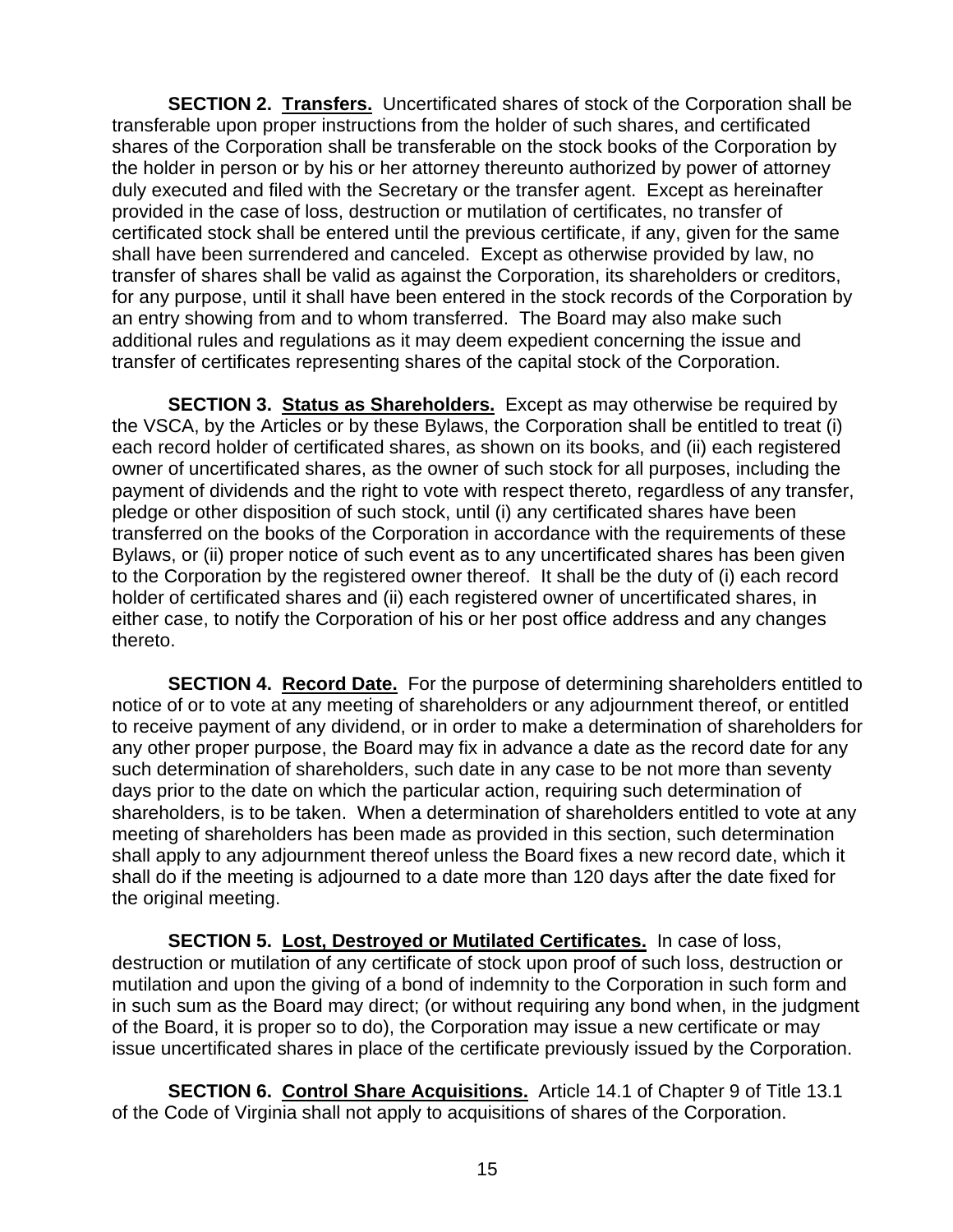**SECTION 2. Transfers.** Uncertificated shares of stock of the Corporation shall be transferable upon proper instructions from the holder of such shares, and certificated shares of the Corporation shall be transferable on the stock books of the Corporation by the holder in person or by his or her attorney thereunto authorized by power of attorney duly executed and filed with the Secretary or the transfer agent. Except as hereinafter provided in the case of loss, destruction or mutilation of certificates, no transfer of certificated stock shall be entered until the previous certificate, if any, given for the same shall have been surrendered and canceled. Except as otherwise provided by law, no transfer of shares shall be valid as against the Corporation, its shareholders or creditors, for any purpose, until it shall have been entered in the stock records of the Corporation by an entry showing from and to whom transferred. The Board may also make such additional rules and regulations as it may deem expedient concerning the issue and transfer of certificates representing shares of the capital stock of the Corporation.

**SECTION 3. Status as Shareholders.** Except as may otherwise be required by the VSCA, by the Articles or by these Bylaws, the Corporation shall be entitled to treat (i) each record holder of certificated shares, as shown on its books, and (ii) each registered owner of uncertificated shares, as the owner of such stock for all purposes, including the payment of dividends and the right to vote with respect thereto, regardless of any transfer, pledge or other disposition of such stock, until (i) any certificated shares have been transferred on the books of the Corporation in accordance with the requirements of these Bylaws, or (ii) proper notice of such event as to any uncertificated shares has been given to the Corporation by the registered owner thereof. It shall be the duty of (i) each record holder of certificated shares and (ii) each registered owner of uncertificated shares, in either case, to notify the Corporation of his or her post office address and any changes thereto.

**SECTION 4. Record Date.** For the purpose of determining shareholders entitled to notice of or to vote at any meeting of shareholders or any adjournment thereof, or entitled to receive payment of any dividend, or in order to make a determination of shareholders for any other proper purpose, the Board may fix in advance a date as the record date for any such determination of shareholders, such date in any case to be not more than seventy days prior to the date on which the particular action, requiring such determination of shareholders, is to be taken. When a determination of shareholders entitled to vote at any meeting of shareholders has been made as provided in this section, such determination shall apply to any adjournment thereof unless the Board fixes a new record date, which it shall do if the meeting is adjourned to a date more than 120 days after the date fixed for the original meeting.

**SECTION 5. Lost, Destroyed or Mutilated Certificates.** In case of loss, destruction or mutilation of any certificate of stock upon proof of such loss, destruction or mutilation and upon the giving of a bond of indemnity to the Corporation in such form and in such sum as the Board may direct; (or without requiring any bond when, in the judgment of the Board, it is proper so to do), the Corporation may issue a new certificate or may issue uncertificated shares in place of the certificate previously issued by the Corporation.

**SECTION 6. Control Share Acquisitions.** Article 14.1 of Chapter 9 of Title 13.1 of the Code of Virginia shall not apply to acquisitions of shares of the Corporation.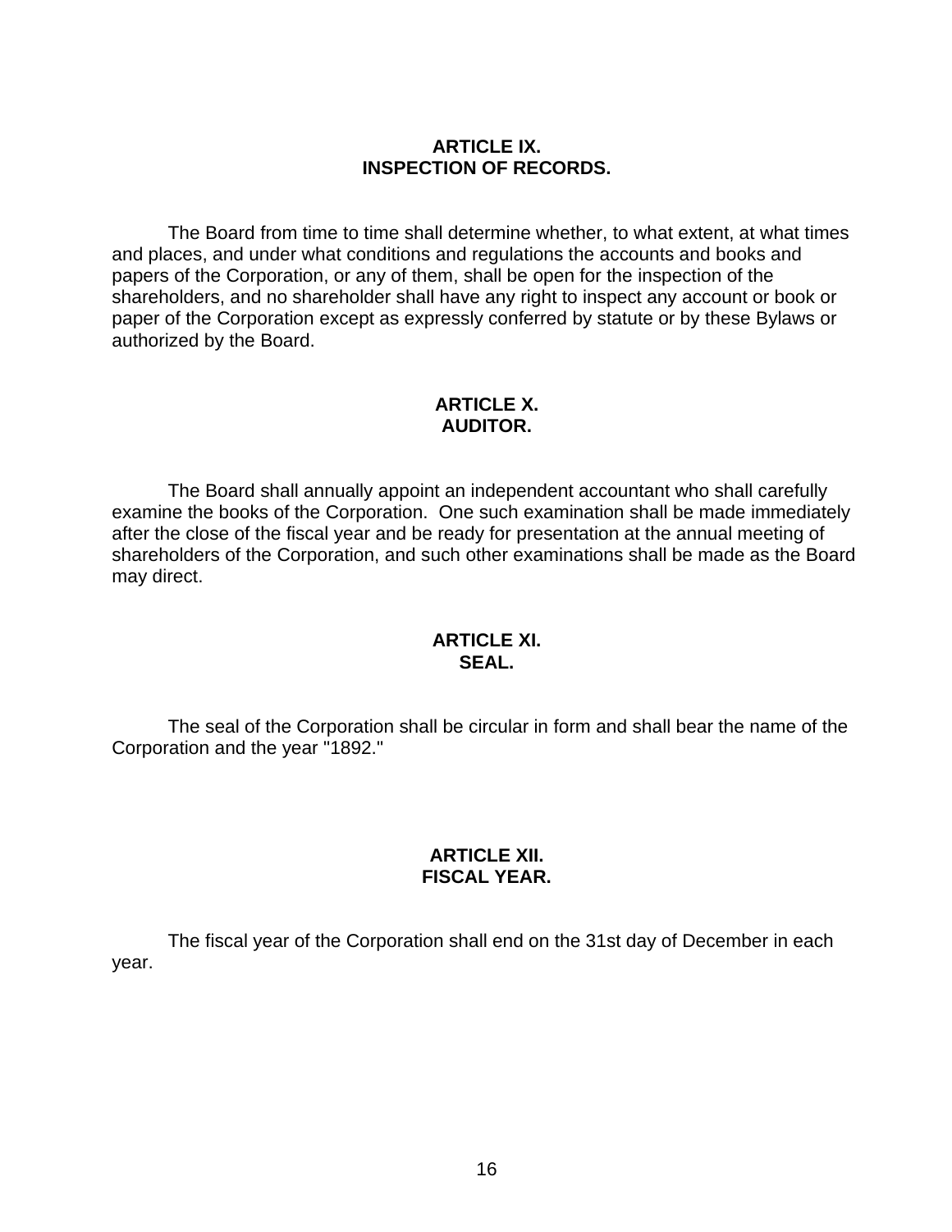## ARTICLE IX.
## INSPECTION OF RECORDS.

The Board from time to time shall determine whether, to what extent, at what times and places, and under what conditions and regulations the accounts and books and papers of the Corporation, or any of them, shall be open for the inspection of the shareholders, and no shareholder shall have any right to inspect any account or book or paper of the Corporation except as expressly conferred by statute or by these Bylaws or authorized by the Board.

## ARTICLE X.
## AUDITOR.

The Board shall annually appoint an independent accountant who shall carefully examine the books of the Corporation. One such examination shall be made immediately after the close of the fiscal year and be ready for presentation at the annual meeting of shareholders of the Corporation, and such other examinations shall be made as the Board may direct.

## ARTICLE XI.
## SEAL.

The seal of the Corporation shall be circular in form and shall bear the name of the Corporation and the year "1892."

## ARTICLE XII.
## FISCAL YEAR.

The fiscal year of the Corporation shall end on the 31st day of December in each year.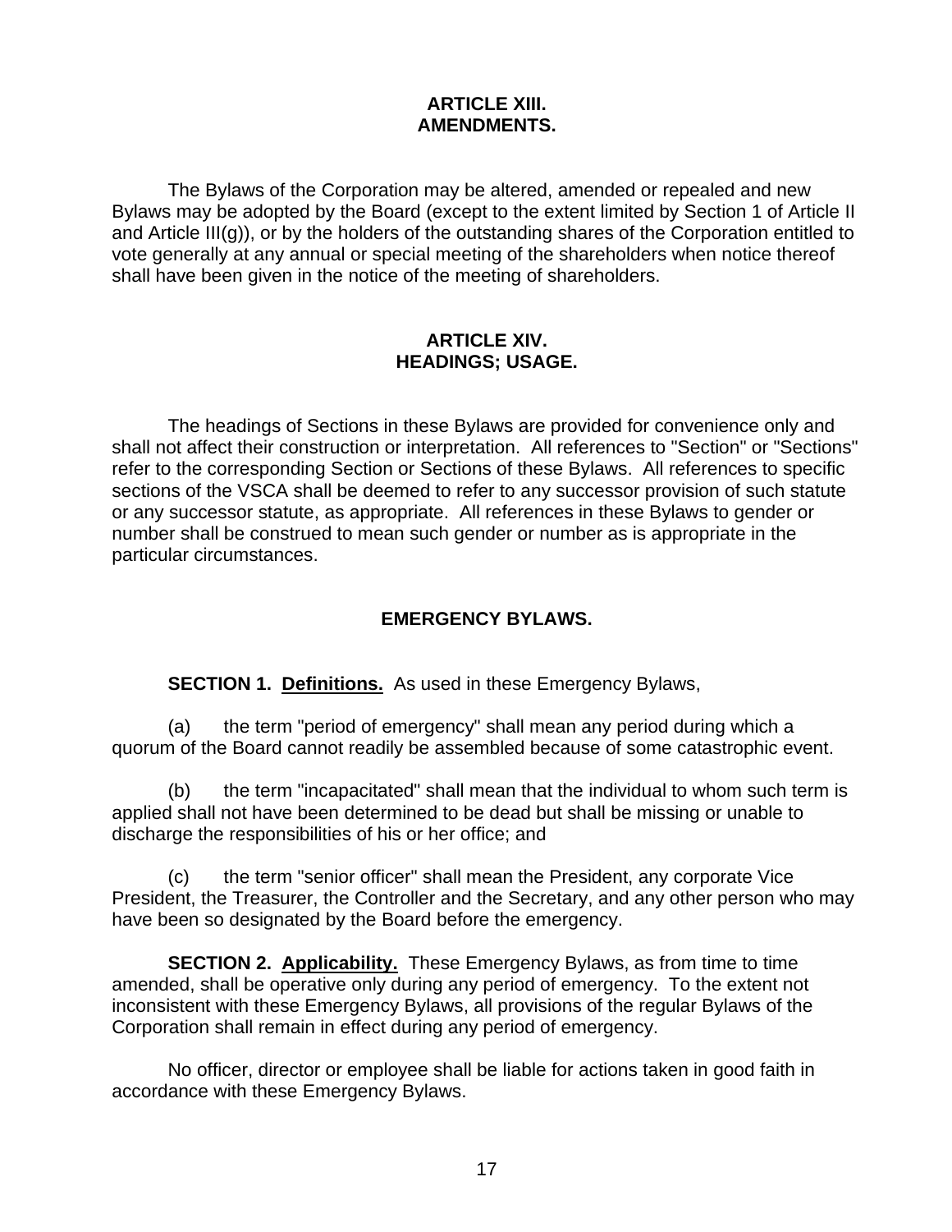## ARTICLE XIII.
## AMENDMENTS.

The Bylaws of the Corporation may be altered, amended or repealed and new Bylaws may be adopted by the Board (except to the extent limited by Section 1 of Article II and Article III(g)), or by the holders of the outstanding shares of the Corporation entitled to vote generally at any annual or special meeting of the shareholders when notice thereof shall have been given in the notice of the meeting of shareholders.

## ARTICLE XIV.
## HEADINGS; USAGE.

The headings of Sections in these Bylaws are provided for convenience only and shall not affect their construction or interpretation. All references to "Section" or "Sections" refer to the corresponding Section or Sections of these Bylaws. All references to specific sections of the VSCA shall be deemed to refer to any successor provision of such statute or any successor statute, as appropriate. All references in these Bylaws to gender or number shall be construed to mean such gender or number as is appropriate in the particular circumstances.

## EMERGENCY BYLAWS.

**SECTION 1. Definitions.** As used in these Emergency Bylaws,

(a) the term "period of emergency" shall mean any period during which a quorum of the Board cannot readily be assembled because of some catastrophic event.

(b) the term "incapacitated" shall mean that the individual to whom such term is applied shall not have been determined to be dead but shall be missing or unable to discharge the responsibilities of his or her office; and

(c) the term "senior officer" shall mean the President, any corporate Vice President, the Treasurer, the Controller and the Secretary, and any other person who may have been so designated by the Board before the emergency.

**SECTION 2. Applicability.** These Emergency Bylaws, as from time to time amended, shall be operative only during any period of emergency. To the extent not inconsistent with these Emergency Bylaws, all provisions of the regular Bylaws of the Corporation shall remain in effect during any period of emergency.

No officer, director or employee shall be liable for actions taken in good faith in accordance with these Emergency Bylaws.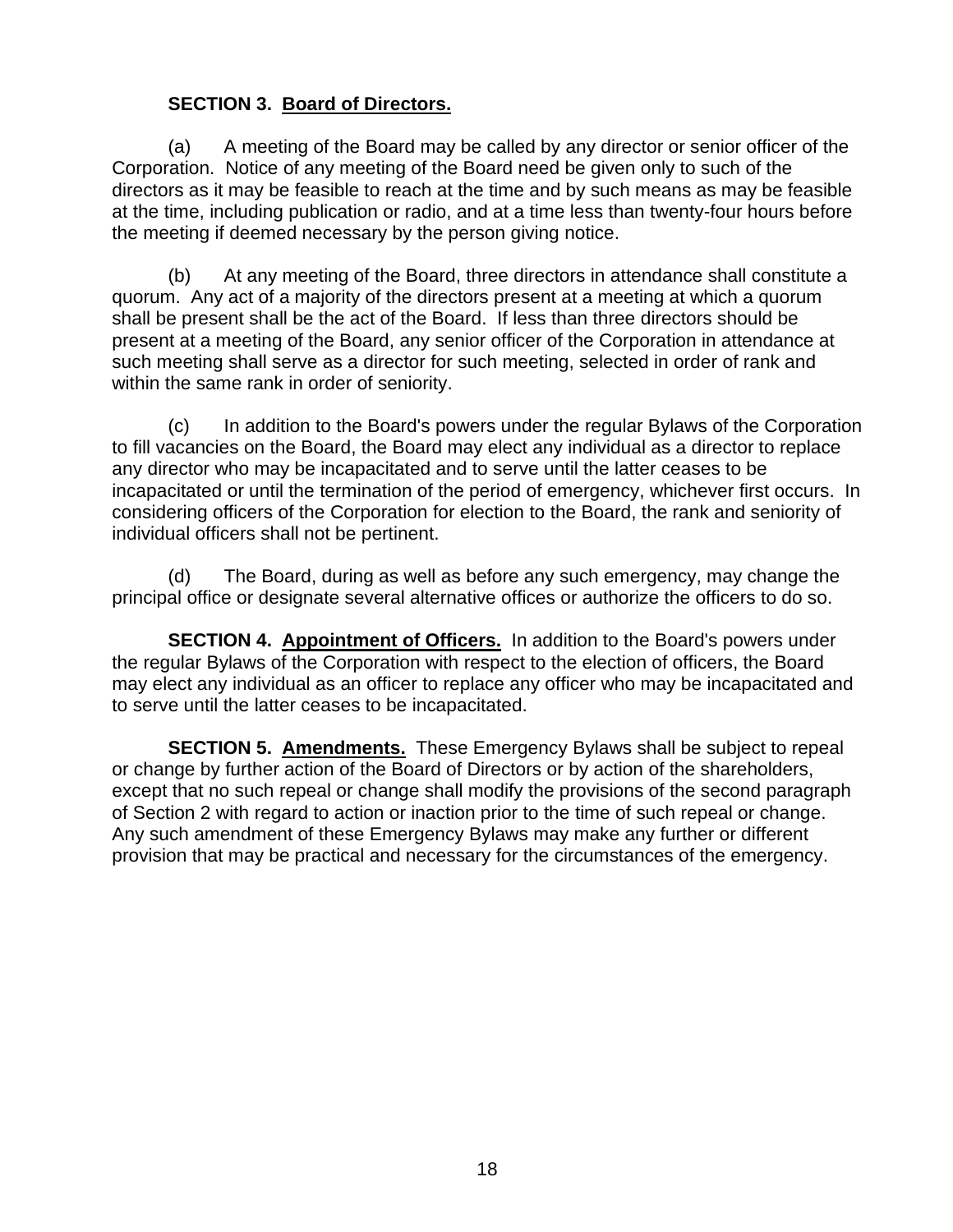**SECTION 3. Board of Directors.**

(a) A meeting of the Board may be called by any director or senior officer of the Corporation. Notice of any meeting of the Board need be given only to such of the directors as it may be feasible to reach at the time and by such means as may be feasible at the time, including publication or radio, and at a time less than twenty-four hours before the meeting if deemed necessary by the person giving notice.

(b) At any meeting of the Board, three directors in attendance shall constitute a quorum. Any act of a majority of the directors present at a meeting at which a quorum shall be present shall be the act of the Board. If less than three directors should be present at a meeting of the Board, any senior officer of the Corporation in attendance at such meeting shall serve as a director for such meeting, selected in order of rank and within the same rank in order of seniority.

(c) In addition to the Board's powers under the regular Bylaws of the Corporation to fill vacancies on the Board, the Board may elect any individual as a director to replace any director who may be incapacitated and to serve until the latter ceases to be incapacitated or until the termination of the period of emergency, whichever first occurs. In considering officers of the Corporation for election to the Board, the rank and seniority of individual officers shall not be pertinent.

(d) The Board, during as well as before any such emergency, may change the principal office or designate several alternative offices or authorize the officers to do so.

**SECTION 4. Appointment of Officers.** In addition to the Board's powers under the regular Bylaws of the Corporation with respect to the election of officers, the Board may elect any individual as an officer to replace any officer who may be incapacitated and to serve until the latter ceases to be incapacitated.

**SECTION 5. Amendments.** These Emergency Bylaws shall be subject to repeal or change by further action of the Board of Directors or by action of the shareholders, except that no such repeal or change shall modify the provisions of the second paragraph of Section 2 with regard to action or inaction prior to the time of such repeal or change. Any such amendment of these Emergency Bylaws may make any further or different provision that may be practical and necessary for the circumstances of the emergency.